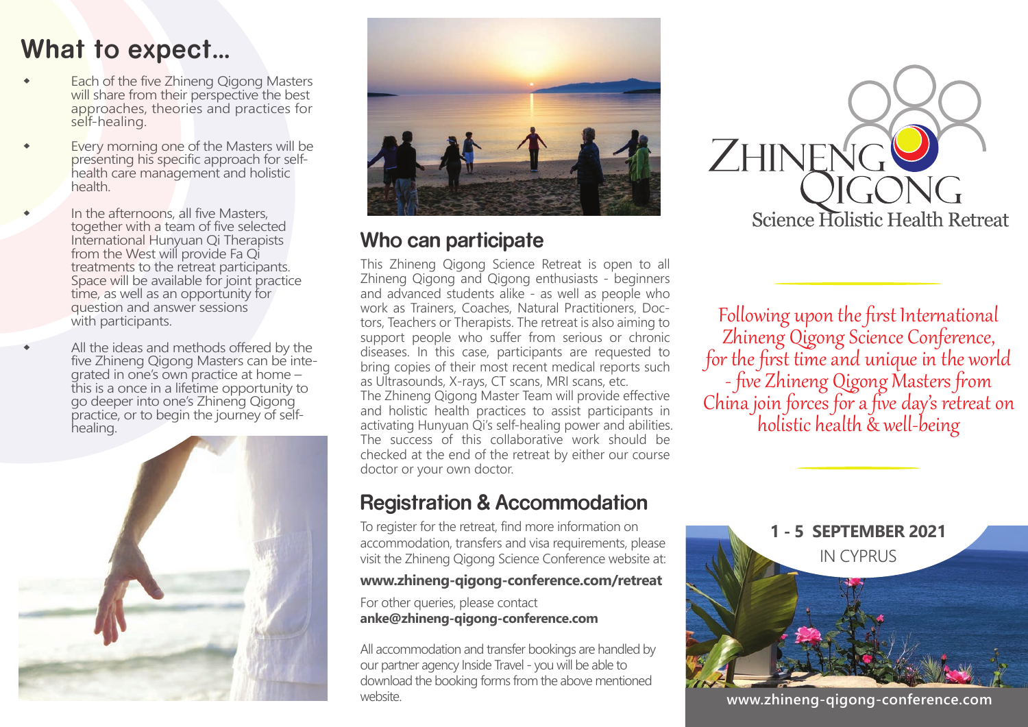## What to expect...

- Each of the five Zhineng Qigong Masters will share from their perspective the best approaches, theories and practices for self-healing.
- Every morning one of the Masters will be presenting his specific approach for self-health care management and holistic health.
- In the afternoons, all five Masters, together with a team of five selected International Hunyuan Qi Therapists from the West will provide Fa Qi treatments to the retreat participants. Space will be available for joint practice time, as well as an opportunity for question and answer sessions with participants.
- All the ideas and methods offered by the five Zhineng Qigong Masters can be integrated in one's own practice at home – this is a once in a lifetime opportunity to go deeper into one's Zhineng Qigong practice, or to begin the journey of self-healing.

## Who can participate

This Zhineng Qigong Science Retreat is open to all Zhineng Qigong and Qigong enthusiasts - beginners and advanced students alike - as well as people who work as Trainers, Coaches, Natural Practitioners, Doctors, Teachers or Therapists. The retreat is also aiming to support people who suffer from serious or chronic diseases. In this case, participants are requested to bring copies of their most recent medical reports such as Ultrasounds, X-rays, CT scans, MRI scans, etc.

The Zhineng Qigong Master Team will provide effective and holistic health practices to assist participants in activating Hunyuan Qi's self-healing power and abilities. The success of this collaborative work should be checked at the end of the retreat by either our course doctor or your own doctor.

## Registration & Accommodation

To register for the retreat, find more information on accommodation, transfers and visa requirements, please visit the Zhineng Qigong Science Conference website at:

**www.zhineng-qigong-conference.com/retreat**

For other queries, please contact
**anke@zhineng-qigong-conference.com**

All accommodation and transfer bookings are handled by our partner agency Inside Travel - you will be able to download the booking forms from the above mentioned website.

# Zhineng Qigong
### Science Holistic Health Retreat

*Following upon the first International Zhineng Qigong Science Conference, for the first time and unique in the world - five Zhineng Qigong Masters from China join forces for a five day's retreat on holistic health & well-being*

**1 - 5 SEPTEMBER 2021**
IN CYPRUS

**www.zhineng-qigong-conference.com**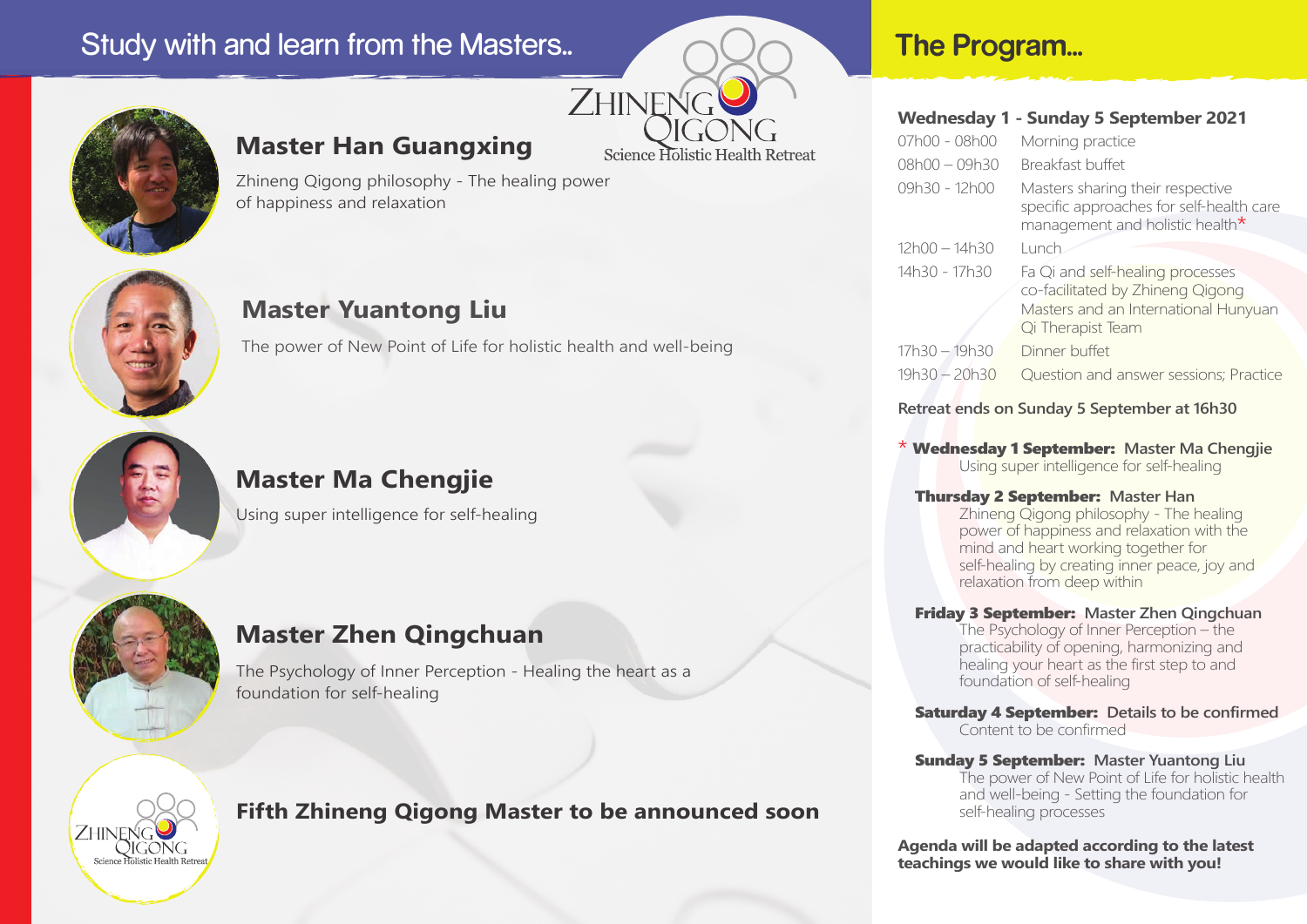## Study with and learn from the Masters..

ZHINENG QIGONG
Science Holistic Health Retreat

### Master Han Guangxing

Zhineng Qigong philosophy - The healing power of happiness and relaxation

### Master Yuantong Liu

The power of New Point of Life for holistic health and well-being

### Master Ma Chengjie

Using super intelligence for self-healing

### Master Zhen Qingchuan

The Psychology of Inner Perception - Healing the heart as a foundation for self-healing

ZHINENG QIGONG
Science Holistic Health Retreat

### Fifth Zhineng Qigong Master to be announced soon

## The Program...

**Wednesday 1 - Sunday 5 September 2021**

| | |
|---|---|
| 07h00 - 08h00 | Morning practice |
| 08h00 – 09h30 | Breakfast buffet |
| 09h30 - 12h00 | Masters sharing their respective specific approaches for self-health care management and holistic health* |
| 12h00 – 14h30 | Lunch |
| 14h30 - 17h30 | Fa Qi and self-healing processes co-facilitated by Zhineng Qigong Masters and an International Hunyuan Qi Therapist Team |
| 17h30 – 19h30 | Dinner buffet |
| 19h30 – 20h30 | Question and answer sessions; Practice |

**Retreat ends on Sunday 5 September at 16h30**

* **Wednesday 1 September:** Master Ma Chengjie
Using super intelligence for self-healing

**Thursday 2 September:** Master Han
Zhineng Qigong philosophy - The healing power of happiness and relaxation with the mind and heart working together for self-healing by creating inner peace, joy and relaxation from deep within

**Friday 3 September:** Master Zhen Qingchuan
The Psychology of Inner Perception – the practicability of opening, harmonizing and healing your heart as the first step to and foundation of self-healing

**Saturday 4 September:** Details to be confirmed
Content to be confirmed

**Sunday 5 September:** Master Yuantong Liu
The power of New Point of Life for holistic health and well-being - Setting the foundation for self-healing processes

**Agenda will be adapted according to the latest teachings we would like to share with you!**